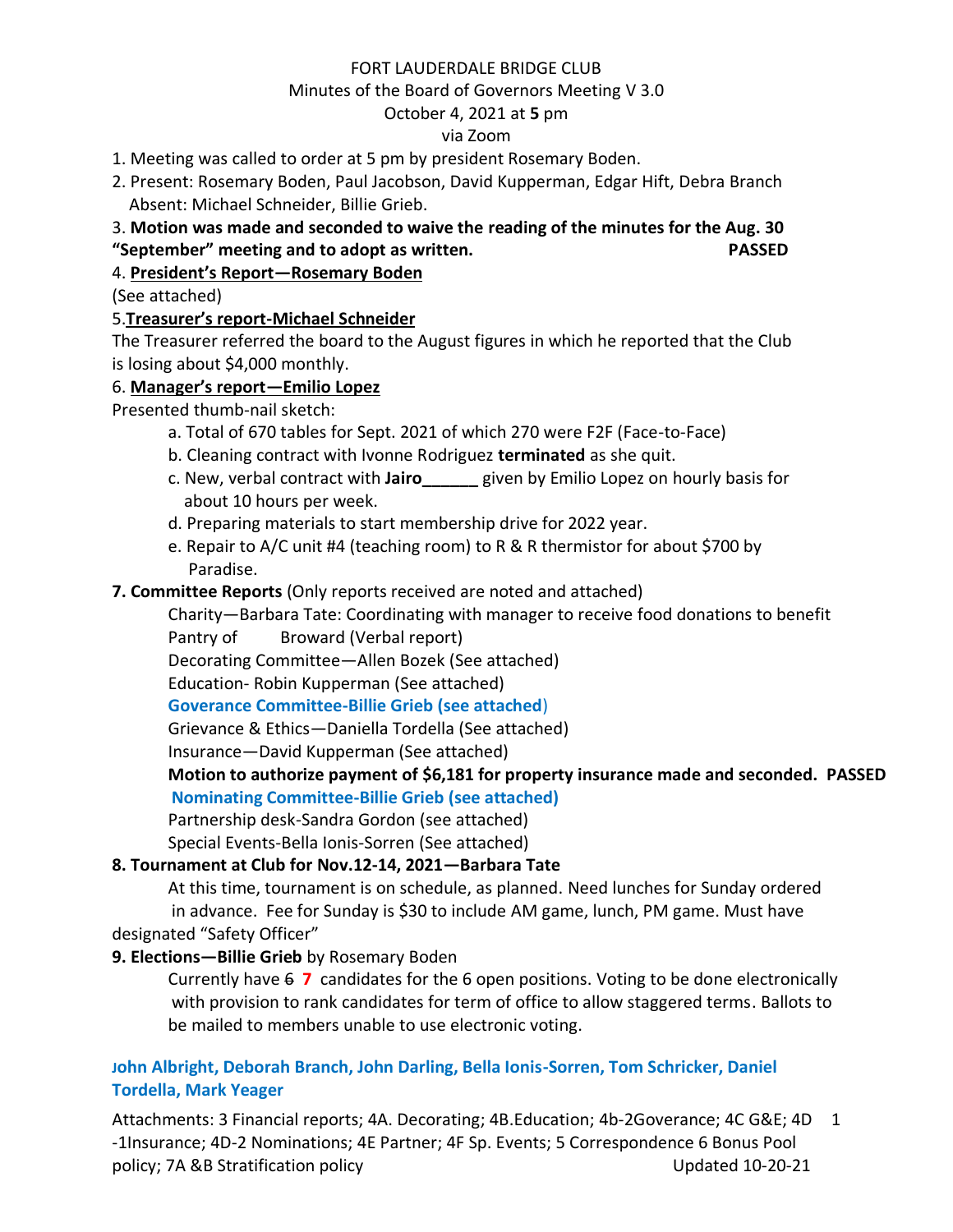FORT LAUDERDALE BRIDGE CLUB

Minutes of the Board of Governors Meeting V 3.0

October 4, 2021 at **5** pm

via Zoom

1. Meeting was called to order at 5 pm by president Rosemary Boden.
2. Present: Rosemary Boden, Paul Jacobson, David Kupperman, Edgar Hift, Debra Branch
   Absent: Michael Schneider, Billie Grieb.
3. **Motion was made and seconded to waive the reading of the minutes for the Aug. 30 "September" meeting and to adopt as written. PASSED**
4. **President's Report—Rosemary Boden**

(See attached)

5. **Treasurer's report-Michael Schneider**

The Treasurer referred the board to the August figures in which he reported that the Club is losing about $4,000 monthly.

6. **Manager's report—Emilio Lopez**

Presented thumb-nail sketch:

a. Total of 670 tables for Sept. 2021 of which 270 were F2F (Face-to-Face)
b. Cleaning contract with Ivonne Rodriguez **terminated** as she quit.
c. New, verbal contract with **Jairo______** given by Emilio Lopez on hourly basis for about 10 hours per week.
d. Preparing materials to start membership drive for 2022 year.
e. Repair to A/C unit #4 (teaching room) to R & R thermistor for about $700 by Paradise.

**7. Committee Reports** (Only reports received are noted and attached)

Charity—Barbara Tate: Coordinating with manager to receive food donations to benefit Pantry of Broward (Verbal report)

Decorating Committee—Allen Bozek (See attached)

Education- Robin Kupperman (See attached)

**Goverance Committee-Billie Grieb (see attached**)

Grievance & Ethics—Daniella Tordella (See attached)

Insurance—David Kupperman (See attached)

**Motion to authorize payment of $6,181 for property insurance made and seconded. PASSED**

**Nominating Committee-Billie Grieb (see attached)**

Partnership desk-Sandra Gordon (see attached)

Special Events-Bella Ionis-Sorren (See attached)

**8. Tournament at Club for Nov.12-14, 2021—Barbara Tate**

At this time, tournament is on schedule, as planned. Need lunches for Sunday ordered in advance. Fee for Sunday is $30 to include AM game, lunch, PM game. Must have designated "Safety Officer"

**9. Elections—Billie Grieb** by Rosemary Boden

Currently have ~~6~~ **7** candidates for the 6 open positions. Voting to be done electronically with provision to rank candidates for term of office to allow staggered terms. Ballots to be mailed to members unable to use electronic voting.

**John Albright, Deborah Branch, John Darling, Bella Ionis-Sorren, Tom Schricker, Daniel Tordella, Mark Yeager**

Attachments: 3 Financial reports; 4A. Decorating; 4B.Education; 4b-2Goverance; 4C G&E; 4D-1Insurance; 4D-2 Nominations; 4E Partner; 4F Sp. Events; 5 Correspondence 6 Bonus Pool policy; 7A &B Stratification policy

Updated 10-20-21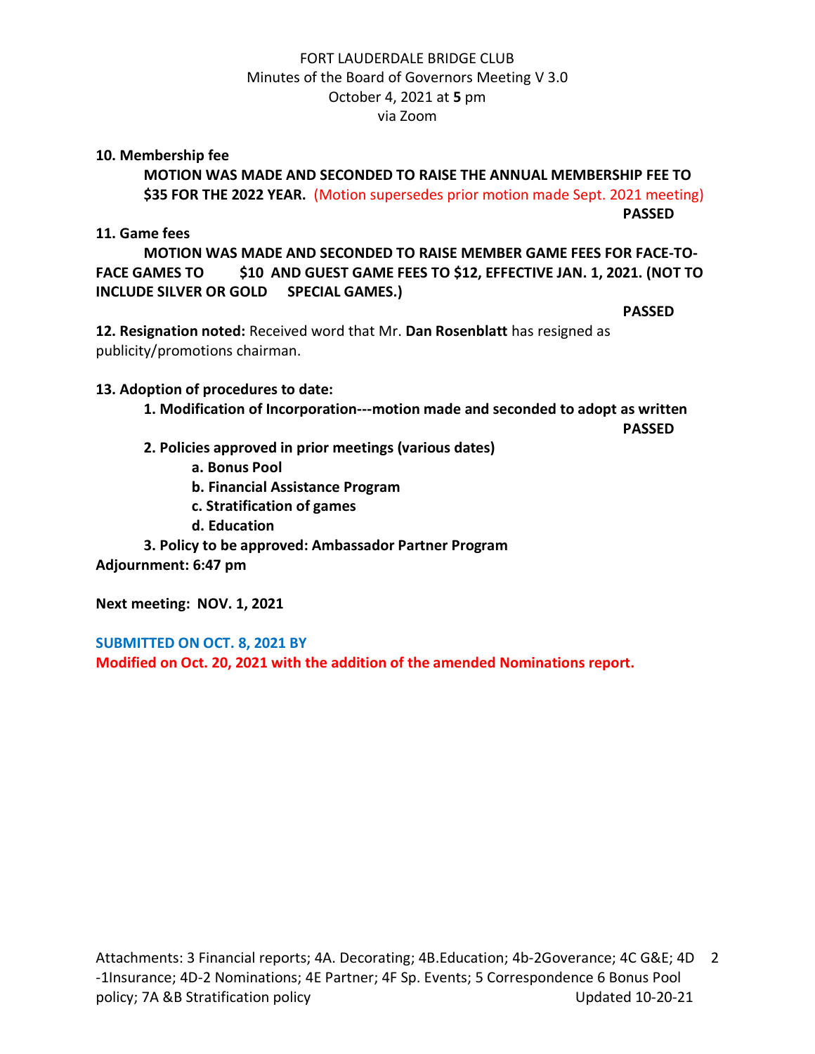FORT LAUDERDALE BRIDGE CLUB
Minutes of the Board of Governors Meeting V 3.0
October 4, 2021 at **5** pm
via Zoom

**10. Membership fee**

**MOTION WAS MADE AND SECONDED TO RAISE THE ANNUAL MEMBERSHIP FEE TO $35 FOR THE 2022 YEAR.** (Motion supersedes prior motion made Sept. 2021 meeting)

**PASSED**

**11. Game fees**

**MOTION WAS MADE AND SECONDED TO RAISE MEMBER GAME FEES FOR FACE-TO-FACE GAMES TO $10 AND GUEST GAME FEES TO $12, EFFECTIVE JAN. 1, 2021. (NOT TO INCLUDE SILVER OR GOLD SPECIAL GAMES.)**

**PASSED**

**12. Resignation noted:** Received word that Mr. **Dan Rosenblatt** has resigned as publicity/promotions chairman.

**13. Adoption of procedures to date:**

**1. Modification of Incorporation---motion made and seconded to adopt as written**

**PASSED**

**2. Policies approved in prior meetings (various dates)**

- **a. Bonus Pool**
- **b. Financial Assistance Program**
- **c. Stratification of games**
- **d. Education**

**3. Policy to be approved: Ambassador Partner Program**

**Adjournment: 6:47 pm**

**Next meeting: NOV. 1, 2021**

**SUBMITTED ON OCT. 8, 2021 BY**

**Modified on Oct. 20, 2021 with the addition of the amended Nominations report.**

Attachments: 3 Financial reports; 4A. Decorating; 4B.Education; 4b-2Goverance; 4C G&E; 4D -1Insurance; 4D-2 Nominations; 4E Partner; 4F Sp. Events; 5 Correspondence 6 Bonus Pool policy; 7A &B Stratification policy Updated 10-20-21